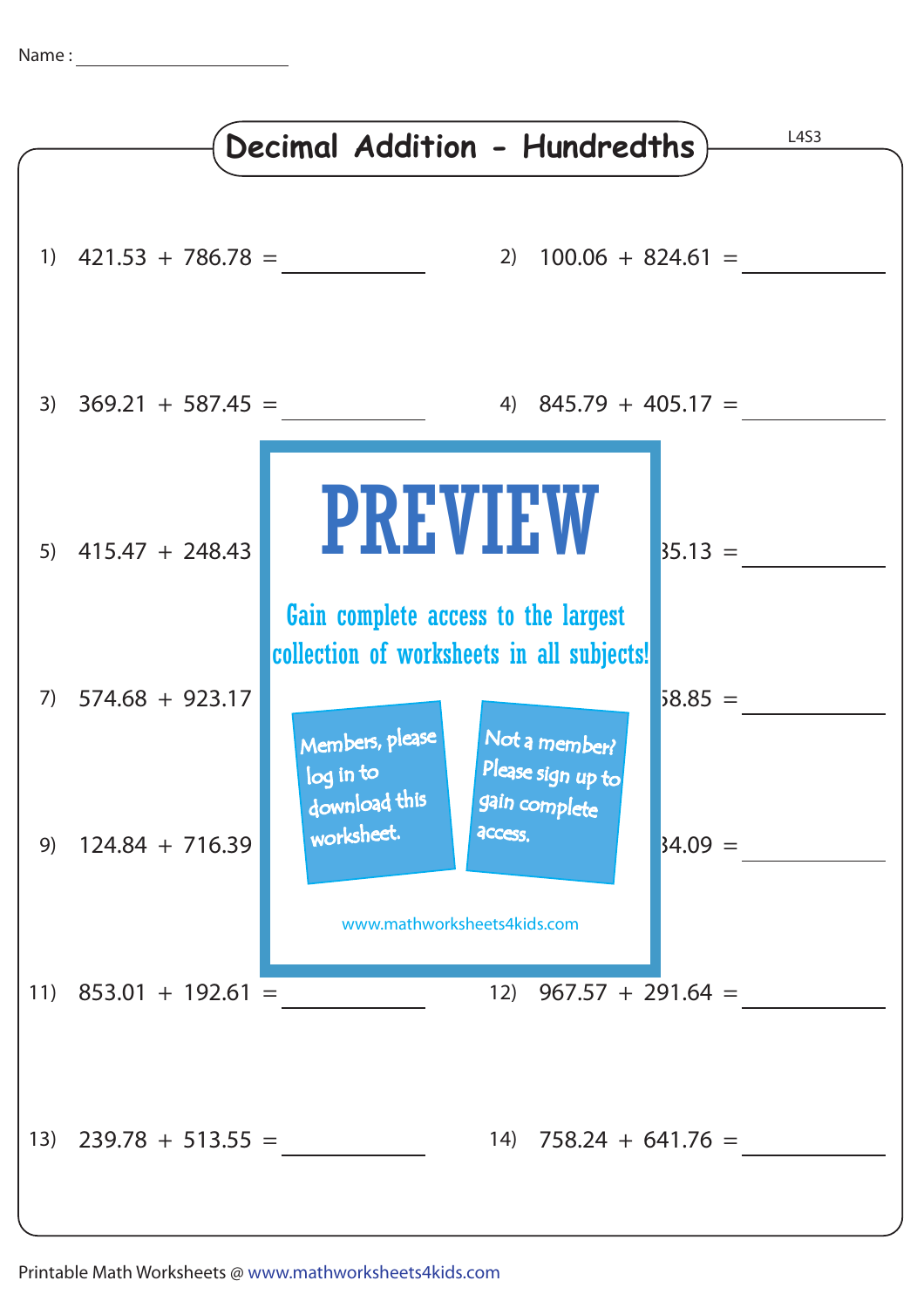Name : ____________________

# Decimal Addition - Hundredths

L4S3

1) 421.53 + 786.78 = ________

2) 100.06 + 824.61 = ________

3) 369.21 + 587.45 = ________

4) 845.79 + 405.17 = ________

5) 415.47 + 248.43

PREVIEW

Gain complete access to the largest collection of worksheets in all subjects!

Members, please log in to download this worksheet.

Not a member? Please sign up to gain complete access.

www.mathworksheets4kids.com

35.13 = ________

7) 574.68 + 923.17

58.85 = ________

9) 124.84 + 716.39

34.09 = ________

11) 853.01 + 192.61 = ________

12) 967.57 + 291.64 = ________

13) 239.78 + 513.55 = ________

14) 758.24 + 641.76 = ________

Printable Math Worksheets @ www.mathworksheets4kids.com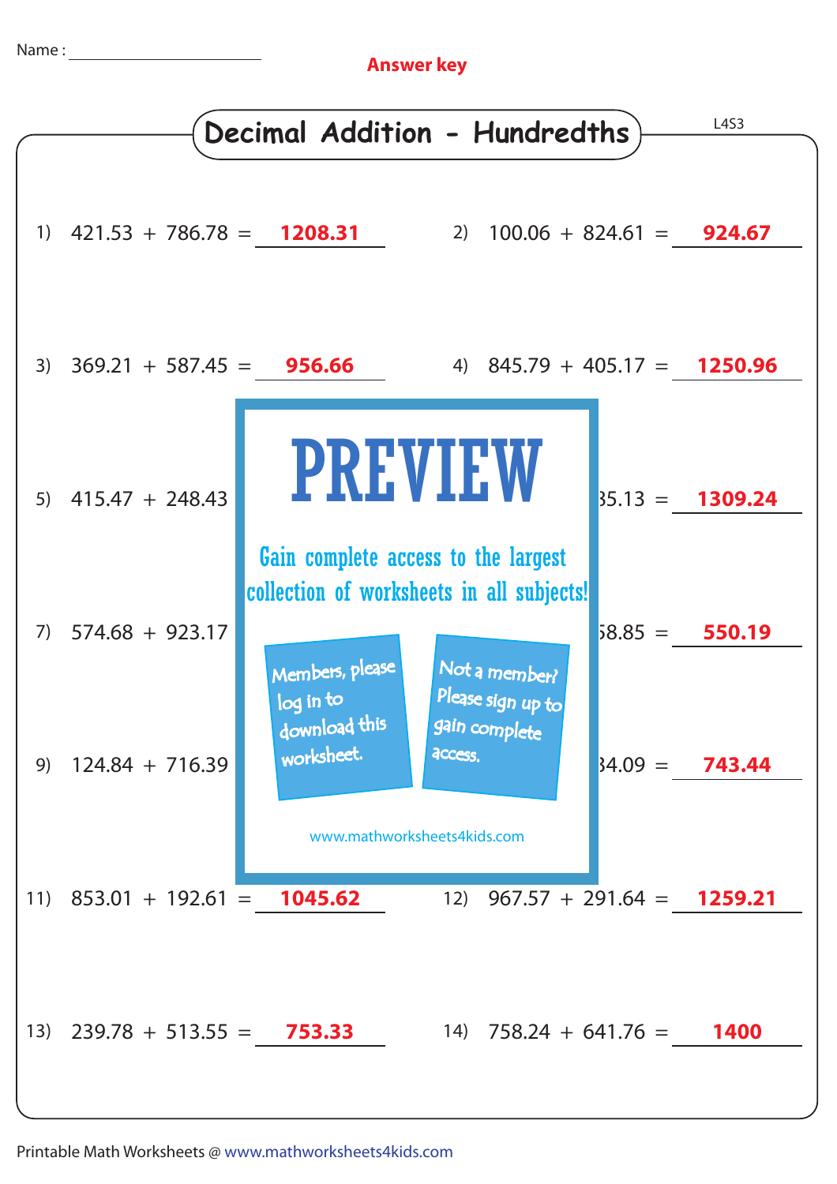Name :

**Answer key**

# Decimal Addition - Hundredths

L4S3

1) 421.53 + 786.78 = **1208.31**

2) 100.06 + 824.61 = **924.67**

3) 369.21 + 587.45 = **956.66**

4) 845.79 + 405.17 = **1250.96**

5) 415.47 + 248.43

35.13 = **1309.24**

PREVIEW

Gain complete access to the largest collection of worksheets in all subjects!

7) 574.68 + 923.17

58.85 = **550.19**

Members, please log in to download this worksheet.

Not a member? Please sign up to gain complete access.

9) 124.84 + 716.39

34.09 = **743.44**

www.mathworksheets4kids.com

11) 853.01 + 192.61 = **1045.62**

12) 967.57 + 291.64 = **1259.21**

13) 239.78 + 513.55 = **753.33**

14) 758.24 + 641.76 = **1400**

Printable Math Worksheets @ www.mathworksheets4kids.com